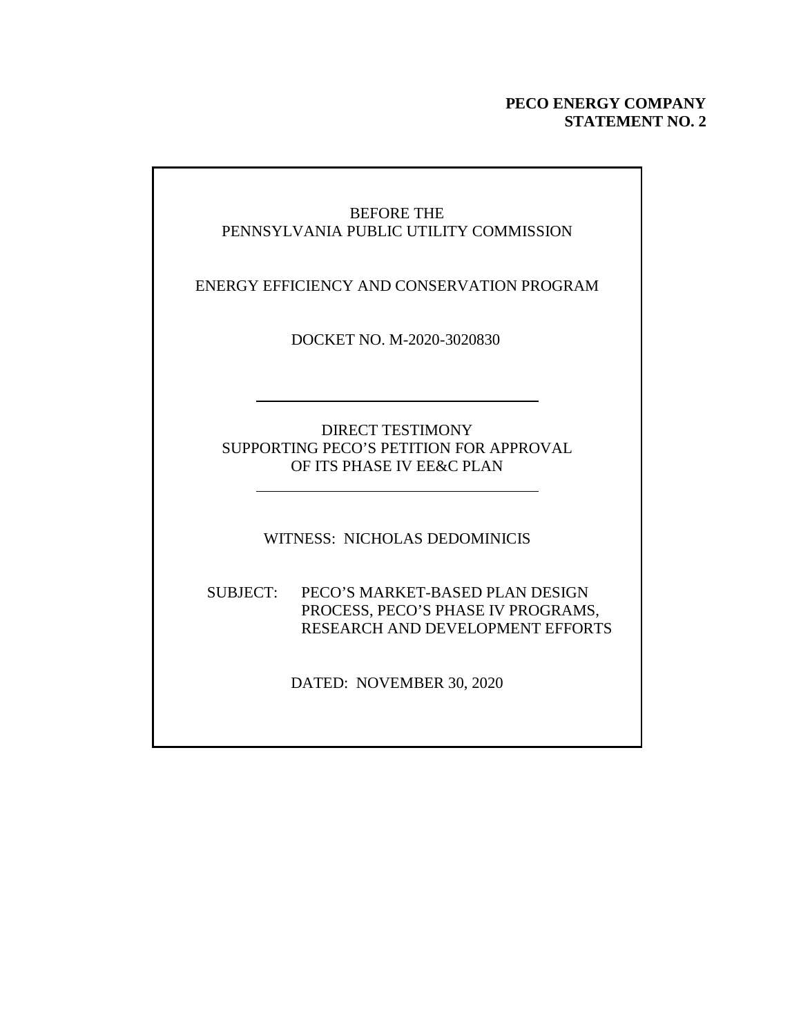**PECO ENERGY COMPANY**
**STATEMENT NO. 2**

BEFORE THE
PENNSYLVANIA PUBLIC UTILITY COMMISSION

ENERGY EFFICIENCY AND CONSERVATION PROGRAM

DOCKET NO. M-2020-3020830

---

DIRECT TESTIMONY
SUPPORTING PECO'S PETITION FOR APPROVAL
OF ITS PHASE IV EE&C PLAN

---

WITNESS: NICHOLAS DEDOMINICIS

SUBJECT: PECO'S MARKET-BASED PLAN DESIGN PROCESS, PECO'S PHASE IV PROGRAMS, RESEARCH AND DEVELOPMENT EFFORTS

DATED: NOVEMBER 30, 2020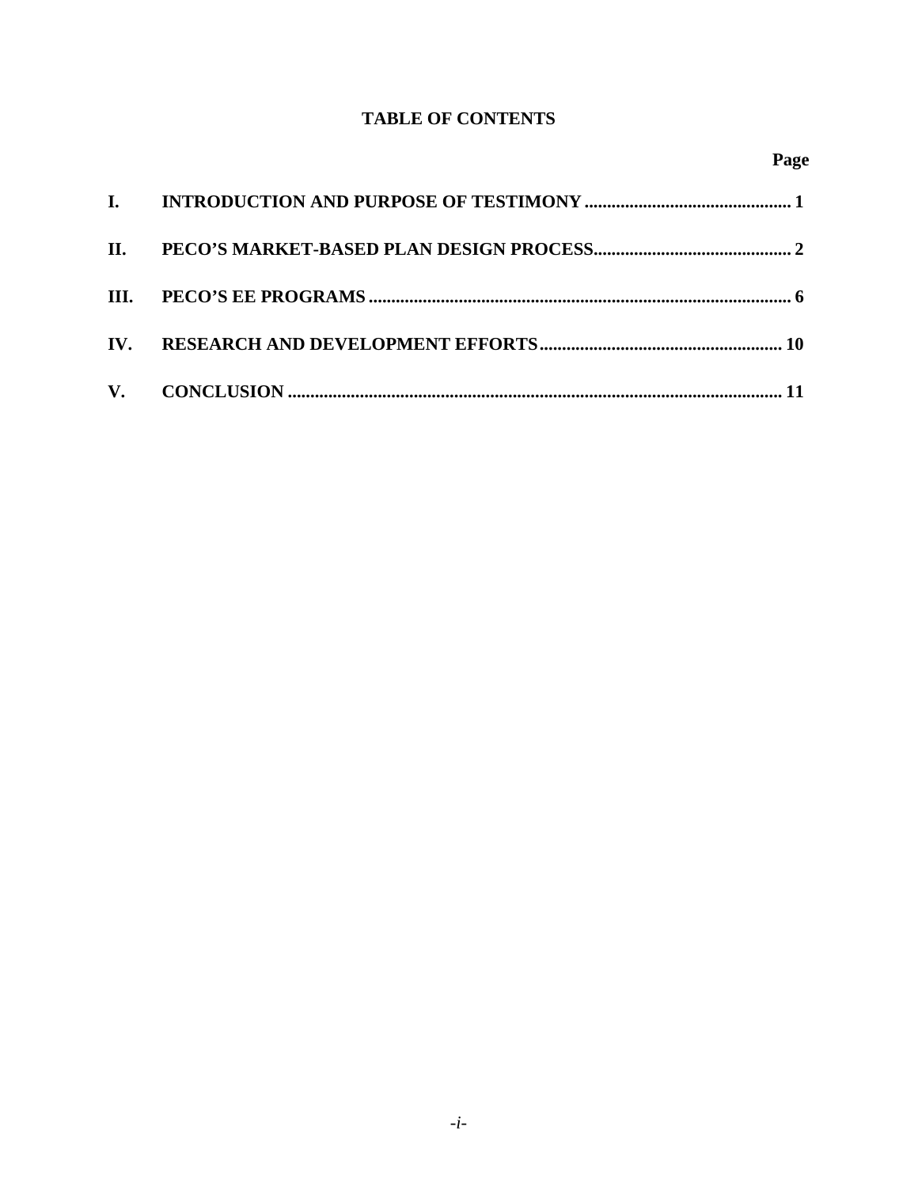## TABLE OF CONTENTS

| | | Page |
|---|---|---|
| I. | INTRODUCTION AND PURPOSE OF TESTIMONY | 1 |
| II. | PECO'S MARKET-BASED PLAN DESIGN PROCESS | 2 |
| III. | PECO'S EE PROGRAMS | 6 |
| IV. | RESEARCH AND DEVELOPMENT EFFORTS | 10 |
| V. | CONCLUSION | 11 |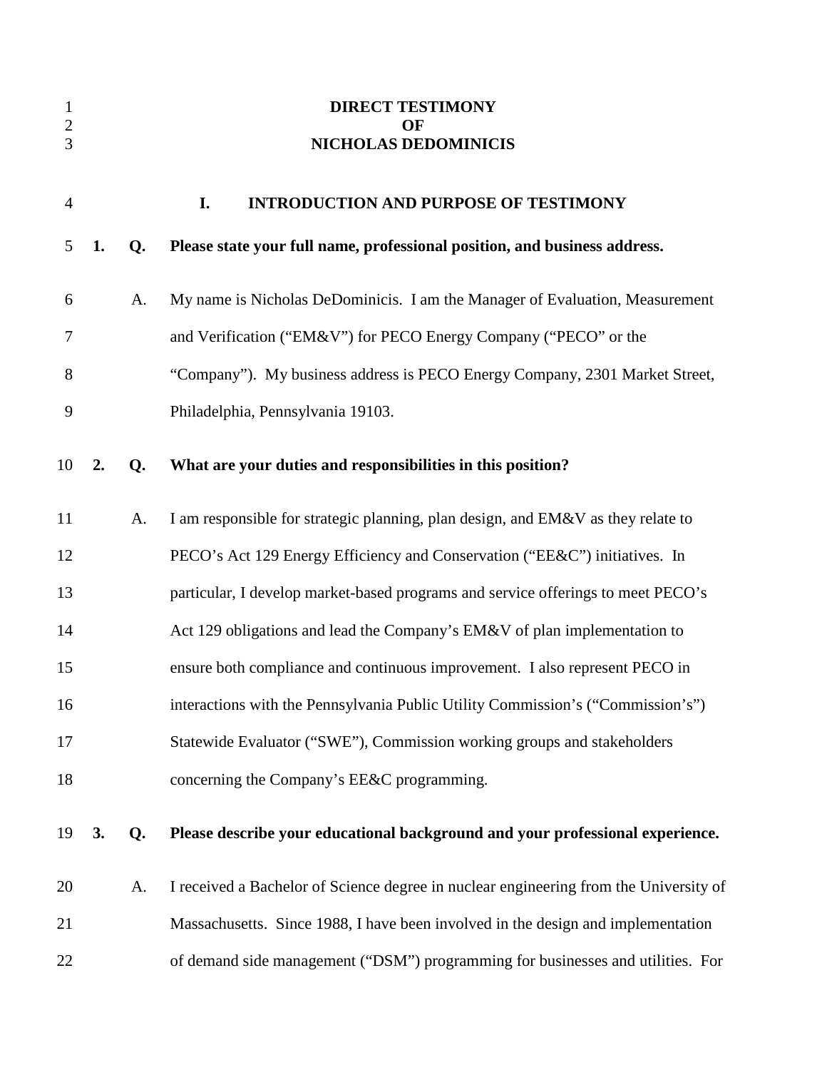# DIRECT TESTIMONY
# OF
# NICHOLAS DEDOMINICIS

## I. INTRODUCTION AND PURPOSE OF TESTIMONY

**1. Q. Please state your full name, professional position, and business address.**

A. My name is Nicholas DeDominicis. I am the Manager of Evaluation, Measurement and Verification ("EM&V") for PECO Energy Company ("PECO" or the "Company"). My business address is PECO Energy Company, 2301 Market Street, Philadelphia, Pennsylvania 19103.

**2. Q. What are your duties and responsibilities in this position?**

A. I am responsible for strategic planning, plan design, and EM&V as they relate to PECO's Act 129 Energy Efficiency and Conservation ("EE&C") initiatives. In particular, I develop market-based programs and service offerings to meet PECO's Act 129 obligations and lead the Company's EM&V of plan implementation to ensure both compliance and continuous improvement. I also represent PECO in interactions with the Pennsylvania Public Utility Commission's ("Commission's") Statewide Evaluator ("SWE"), Commission working groups and stakeholders concerning the Company's EE&C programming.

**3. Q. Please describe your educational background and your professional experience.**

A. I received a Bachelor of Science degree in nuclear engineering from the University of Massachusetts. Since 1988, I have been involved in the design and implementation of demand side management ("DSM") programming for businesses and utilities. For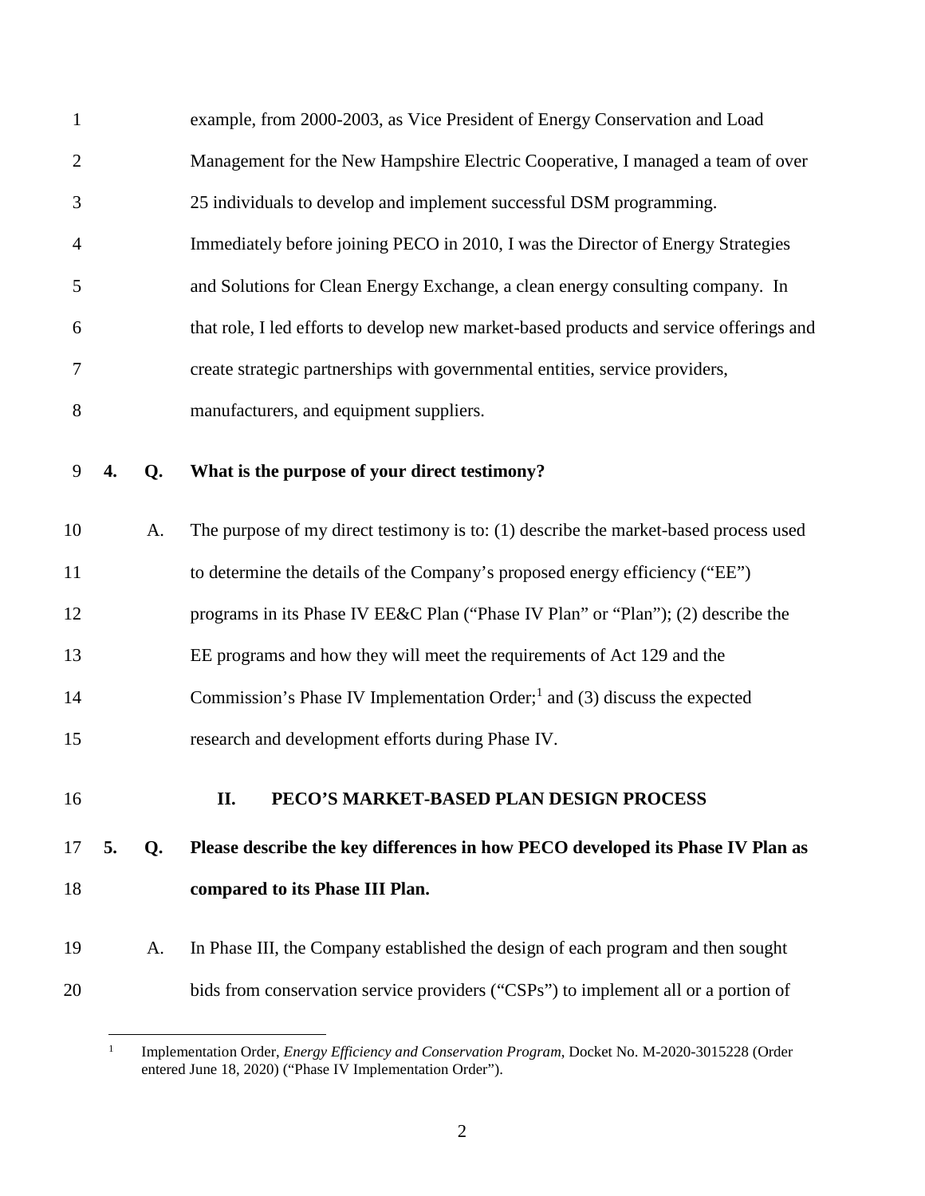example, from 2000-2003, as Vice President of Energy Conservation and Load Management for the New Hampshire Electric Cooperative, I managed a team of over 25 individuals to develop and implement successful DSM programming. Immediately before joining PECO in 2010, I was the Director of Energy Strategies and Solutions for Clean Energy Exchange, a clean energy consulting company. In that role, I led efforts to develop new market-based products and service offerings and create strategic partnerships with governmental entities, service providers, manufacturers, and equipment suppliers.

**4. Q. What is the purpose of your direct testimony?**

A. The purpose of my direct testimony is to: (1) describe the market-based process used to determine the details of the Company's proposed energy efficiency ("EE") programs in its Phase IV EE&C Plan ("Phase IV Plan" or "Plan"); (2) describe the EE programs and how they will meet the requirements of Act 129 and the Commission's Phase IV Implementation Order;[1] and (3) discuss the expected research and development efforts during Phase IV.

## II. PECO'S MARKET-BASED PLAN DESIGN PROCESS

**5. Q. Please describe the key differences in how PECO developed its Phase IV Plan as compared to its Phase III Plan.**

A. In Phase III, the Company established the design of each program and then sought bids from conservation service providers ("CSPs") to implement all or a portion of

[1] Implementation Order, *Energy Efficiency and Conservation Program*, Docket No. M-2020-3015228 (Order entered June 18, 2020) ("Phase IV Implementation Order").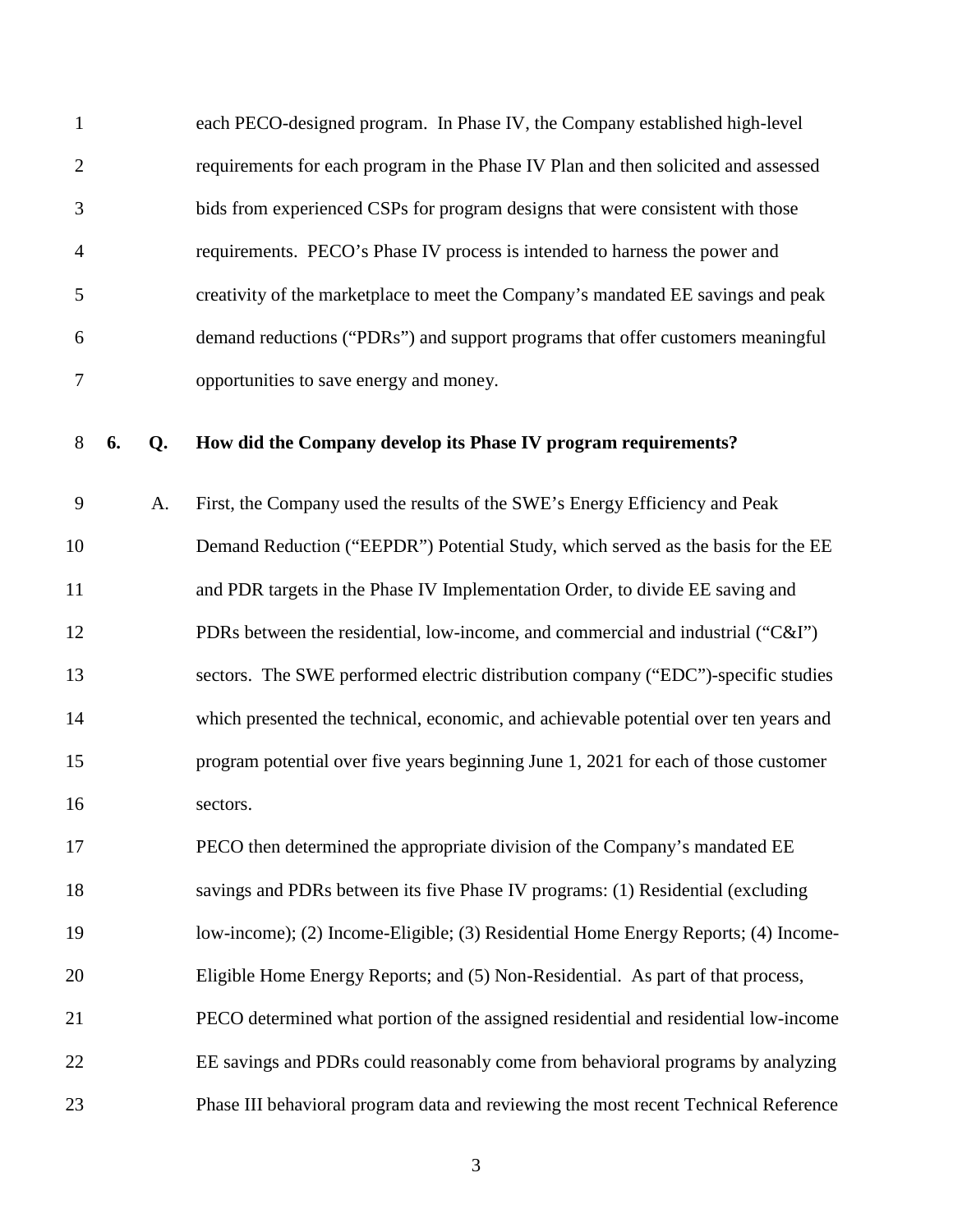each PECO-designed program. In Phase IV, the Company established high-level requirements for each program in the Phase IV Plan and then solicited and assessed bids from experienced CSPs for program designs that were consistent with those requirements. PECO's Phase IV process is intended to harness the power and creativity of the marketplace to meet the Company's mandated EE savings and peak demand reductions ("PDRs") and support programs that offer customers meaningful opportunities to save energy and money.

**6. Q. How did the Company develop its Phase IV program requirements?**

A. First, the Company used the results of the SWE's Energy Efficiency and Peak Demand Reduction ("EEPDR") Potential Study, which served as the basis for the EE and PDR targets in the Phase IV Implementation Order, to divide EE saving and PDRs between the residential, low-income, and commercial and industrial ("C&I") sectors. The SWE performed electric distribution company ("EDC")-specific studies which presented the technical, economic, and achievable potential over ten years and program potential over five years beginning June 1, 2021 for each of those customer sectors.

PECO then determined the appropriate division of the Company's mandated EE savings and PDRs between its five Phase IV programs: (1) Residential (excluding low-income); (2) Income-Eligible; (3) Residential Home Energy Reports; (4) Income-Eligible Home Energy Reports; and (5) Non-Residential. As part of that process, PECO determined what portion of the assigned residential and residential low-income EE savings and PDRs could reasonably come from behavioral programs by analyzing Phase III behavioral program data and reviewing the most recent Technical Reference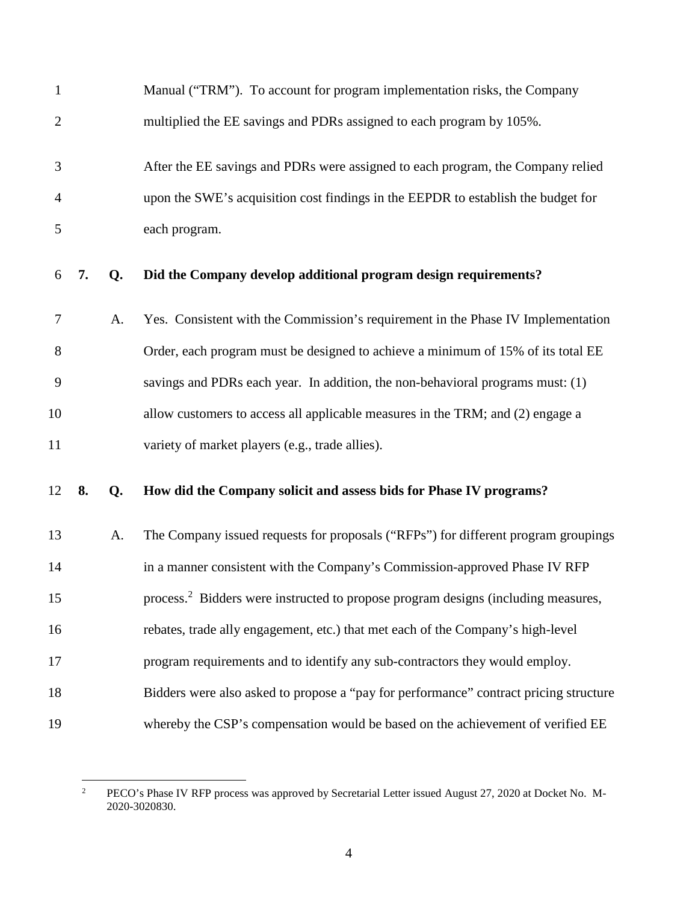Manual ("TRM"). To account for program implementation risks, the Company multiplied the EE savings and PDRs assigned to each program by 105%.

After the EE savings and PDRs were assigned to each program, the Company relied upon the SWE's acquisition cost findings in the EEPDR to establish the budget for each program.

**7. Q. Did the Company develop additional program design requirements?**

A. Yes. Consistent with the Commission's requirement in the Phase IV Implementation Order, each program must be designed to achieve a minimum of 15% of its total EE savings and PDRs each year. In addition, the non-behavioral programs must: (1) allow customers to access all applicable measures in the TRM; and (2) engage a variety of market players (e.g., trade allies).

**8. Q. How did the Company solicit and assess bids for Phase IV programs?**

A. The Company issued requests for proposals ("RFPs") for different program groupings in a manner consistent with the Company's Commission-approved Phase IV RFP process.[2] Bidders were instructed to propose program designs (including measures, rebates, trade ally engagement, etc.) that met each of the Company's high-level program requirements and to identify any sub-contractors they would employ. Bidders were also asked to propose a "pay for performance" contract pricing structure whereby the CSP's compensation would be based on the achievement of verified EE

---

[2] PECO's Phase IV RFP process was approved by Secretarial Letter issued August 27, 2020 at Docket No. M-2020-3020830.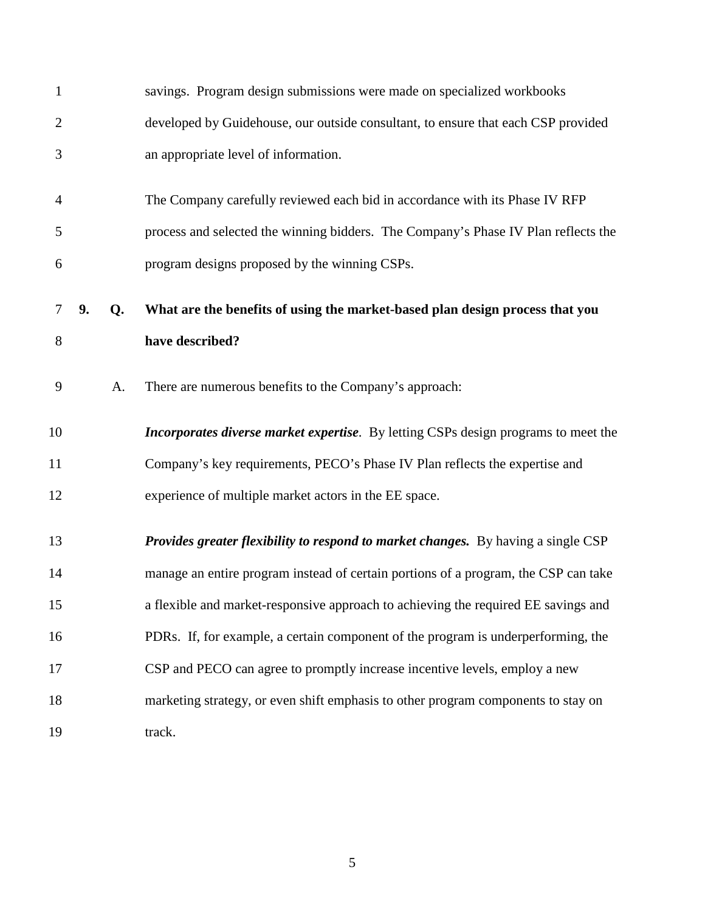savings. Program design submissions were made on specialized workbooks developed by Guidehouse, our outside consultant, to ensure that each CSP provided an appropriate level of information.

The Company carefully reviewed each bid in accordance with its Phase IV RFP process and selected the winning bidders. The Company's Phase IV Plan reflects the program designs proposed by the winning CSPs.

**9. Q. What are the benefits of using the market-based plan design process that you have described?**

A. There are numerous benefits to the Company's approach:

***Incorporates diverse market expertise***. By letting CSPs design programs to meet the Company's key requirements, PECO's Phase IV Plan reflects the expertise and experience of multiple market actors in the EE space.

***Provides greater flexibility to respond to market changes.*** By having a single CSP manage an entire program instead of certain portions of a program, the CSP can take a flexible and market-responsive approach to achieving the required EE savings and PDRs. If, for example, a certain component of the program is underperforming, the CSP and PECO can agree to promptly increase incentive levels, employ a new marketing strategy, or even shift emphasis to other program components to stay on track.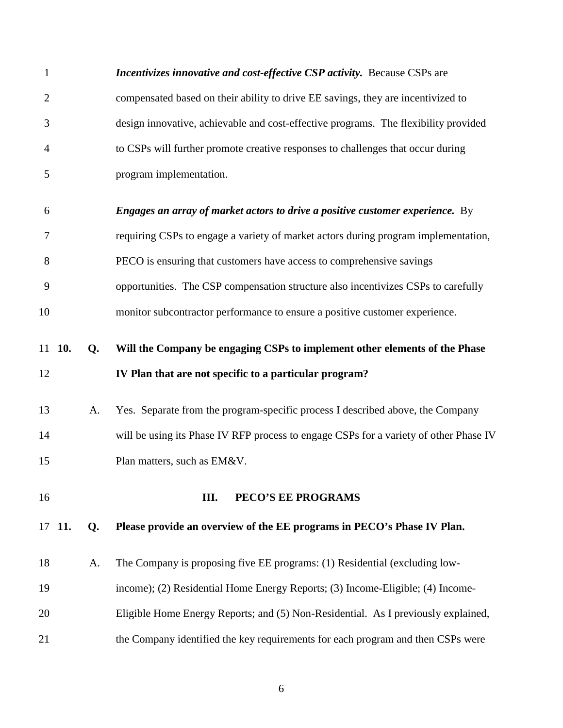***Incentivizes innovative and cost-effective CSP activity.*** Because CSPs are compensated based on their ability to drive EE savings, they are incentivized to design innovative, achievable and cost-effective programs. The flexibility provided to CSPs will further promote creative responses to challenges that occur during program implementation.

***Engages an array of market actors to drive a positive customer experience.*** By requiring CSPs to engage a variety of market actors during program implementation, PECO is ensuring that customers have access to comprehensive savings opportunities. The CSP compensation structure also incentivizes CSPs to carefully monitor subcontractor performance to ensure a positive customer experience.

**10. Q. Will the Company be engaging CSPs to implement other elements of the Phase IV Plan that are not specific to a particular program?**

A. Yes. Separate from the program-specific process I described above, the Company will be using its Phase IV RFP process to engage CSPs for a variety of other Phase IV Plan matters, such as EM&V.

## III. PECO'S EE PROGRAMS

**11. Q. Please provide an overview of the EE programs in PECO's Phase IV Plan.**

A. The Company is proposing five EE programs: (1) Residential (excluding low-income); (2) Residential Home Energy Reports; (3) Income-Eligible; (4) Income-Eligible Home Energy Reports; and (5) Non-Residential. As I previously explained, the Company identified the key requirements for each program and then CSPs were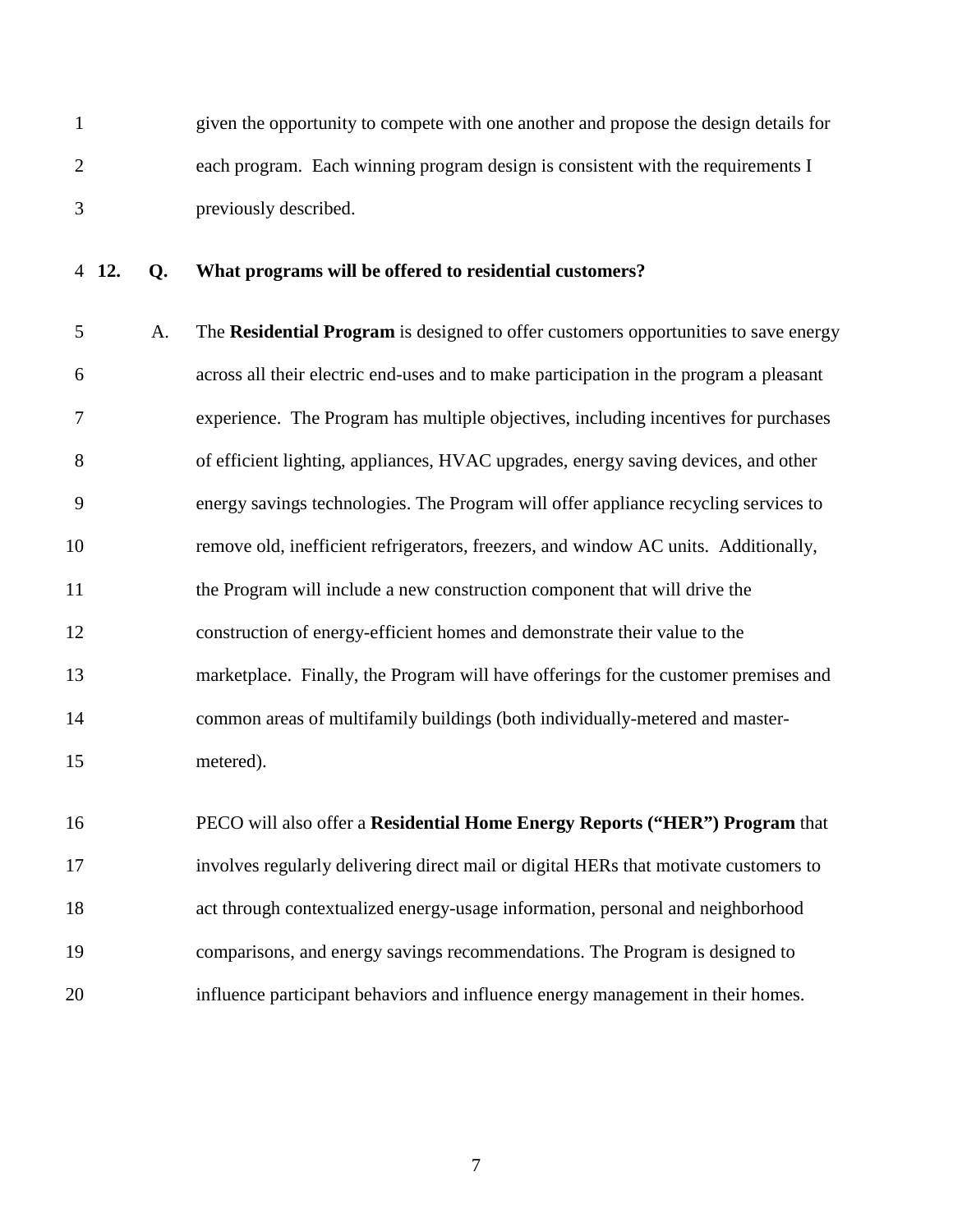given the opportunity to compete with one another and propose the design details for each program. Each winning program design is consistent with the requirements I previously described.

**12. Q. What programs will be offered to residential customers?**

A. The **Residential Program** is designed to offer customers opportunities to save energy across all their electric end-uses and to make participation in the program a pleasant experience. The Program has multiple objectives, including incentives for purchases of efficient lighting, appliances, HVAC upgrades, energy saving devices, and other energy savings technologies. The Program will offer appliance recycling services to remove old, inefficient refrigerators, freezers, and window AC units. Additionally, the Program will include a new construction component that will drive the construction of energy-efficient homes and demonstrate their value to the marketplace. Finally, the Program will have offerings for the customer premises and common areas of multifamily buildings (both individually-metered and master-metered).

PECO will also offer a **Residential Home Energy Reports ("HER") Program** that involves regularly delivering direct mail or digital HERs that motivate customers to act through contextualized energy-usage information, personal and neighborhood comparisons, and energy savings recommendations. The Program is designed to influence participant behaviors and influence energy management in their homes.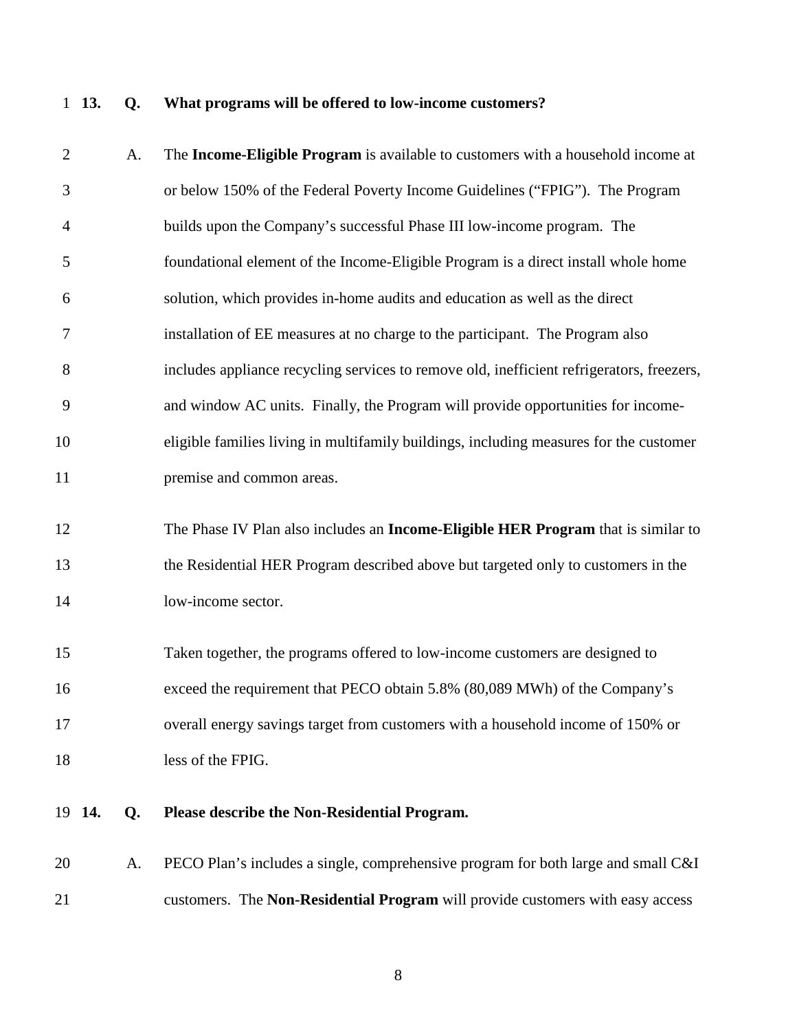**13. Q. What programs will be offered to low-income customers?**

A. The **Income-Eligible Program** is available to customers with a household income at or below 150% of the Federal Poverty Income Guidelines ("FPIG"). The Program builds upon the Company's successful Phase III low-income program. The foundational element of the Income-Eligible Program is a direct install whole home solution, which provides in-home audits and education as well as the direct installation of EE measures at no charge to the participant. The Program also includes appliance recycling services to remove old, inefficient refrigerators, freezers, and window AC units. Finally, the Program will provide opportunities for income-eligible families living in multifamily buildings, including measures for the customer premise and common areas.

The Phase IV Plan also includes an **Income-Eligible HER Program** that is similar to the Residential HER Program described above but targeted only to customers in the low-income sector.

Taken together, the programs offered to low-income customers are designed to exceed the requirement that PECO obtain 5.8% (80,089 MWh) of the Company's overall energy savings target from customers with a household income of 150% or less of the FPIG.

**14. Q. Please describe the Non-Residential Program.**

A. PECO Plan's includes a single, comprehensive program for both large and small C&I customers. The **Non-Residential Program** will provide customers with easy access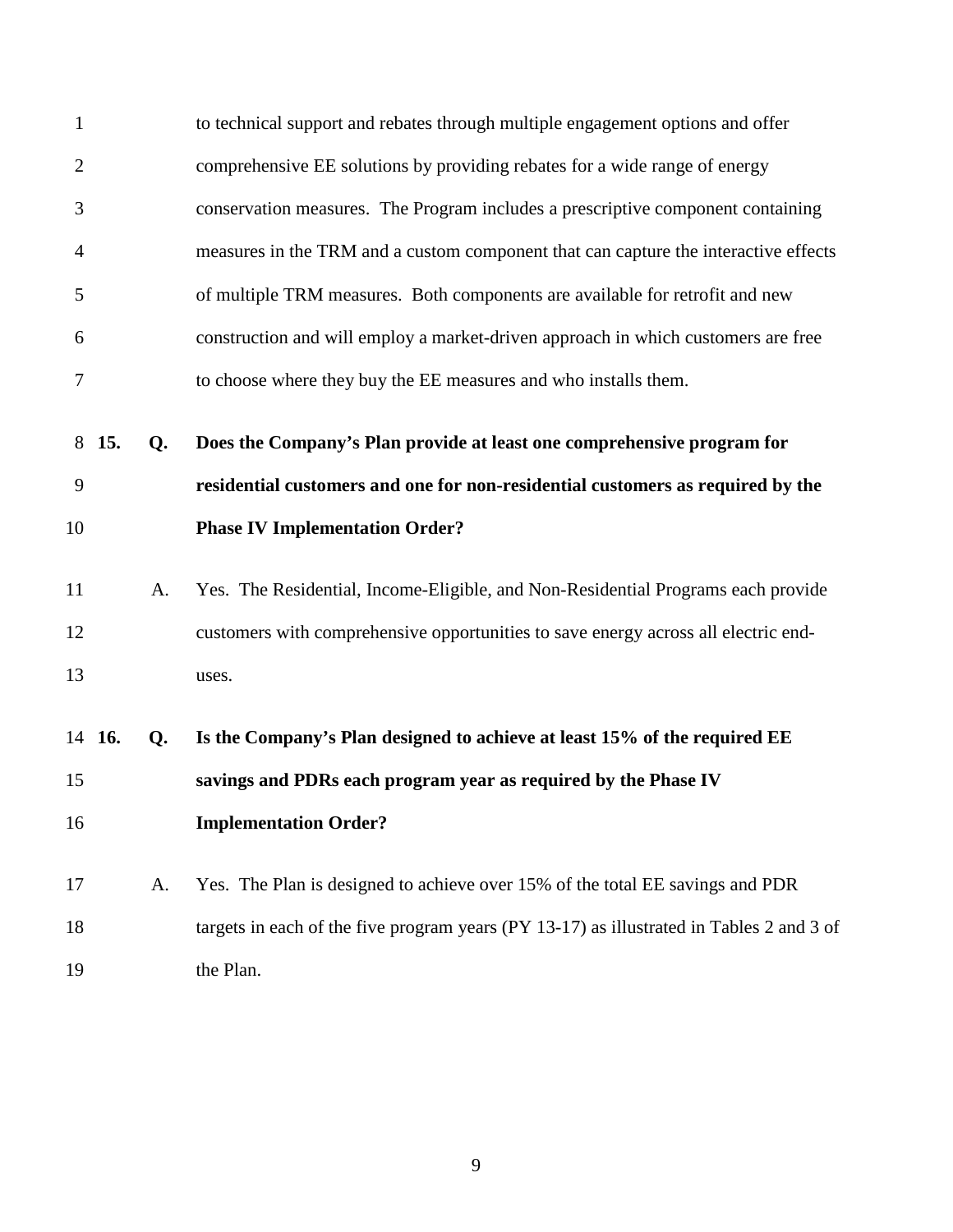to technical support and rebates through multiple engagement options and offer comprehensive EE solutions by providing rebates for a wide range of energy conservation measures. The Program includes a prescriptive component containing measures in the TRM and a custom component that can capture the interactive effects of multiple TRM measures. Both components are available for retrofit and new construction and will employ a market-driven approach in which customers are free to choose where they buy the EE measures and who installs them.

**15. Q. Does the Company's Plan provide at least one comprehensive program for residential customers and one for non-residential customers as required by the Phase IV Implementation Order?**

A. Yes. The Residential, Income-Eligible, and Non-Residential Programs each provide customers with comprehensive opportunities to save energy across all electric end-uses.

**16. Q. Is the Company's Plan designed to achieve at least 15% of the required EE savings and PDRs each program year as required by the Phase IV Implementation Order?**

A. Yes. The Plan is designed to achieve over 15% of the total EE savings and PDR targets in each of the five program years (PY 13-17) as illustrated in Tables 2 and 3 of the Plan.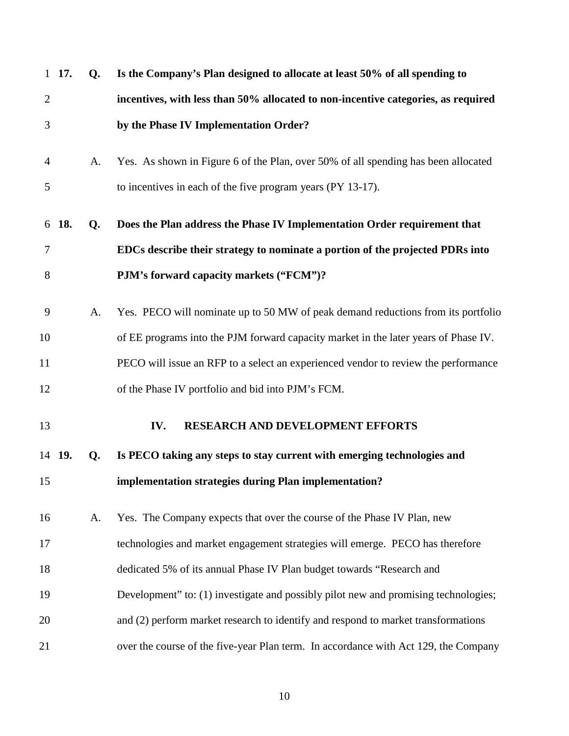**17. Q. Is the Company's Plan designed to allocate at least 50% of all spending to incentives, with less than 50% allocated to non-incentive categories, as required by the Phase IV Implementation Order?**

A. Yes. As shown in Figure 6 of the Plan, over 50% of all spending has been allocated to incentives in each of the five program years (PY 13-17).

**18. Q. Does the Plan address the Phase IV Implementation Order requirement that EDCs describe their strategy to nominate a portion of the projected PDRs into PJM's forward capacity markets ("FCM")?**

A. Yes. PECO will nominate up to 50 MW of peak demand reductions from its portfolio of EE programs into the PJM forward capacity market in the later years of Phase IV. PECO will issue an RFP to a select an experienced vendor to review the performance of the Phase IV portfolio and bid into PJM's FCM.

## IV. RESEARCH AND DEVELOPMENT EFFORTS

**19. Q. Is PECO taking any steps to stay current with emerging technologies and implementation strategies during Plan implementation?**

A. Yes. The Company expects that over the course of the Phase IV Plan, new technologies and market engagement strategies will emerge. PECO has therefore dedicated 5% of its annual Phase IV Plan budget towards "Research and Development" to: (1) investigate and possibly pilot new and promising technologies; and (2) perform market research to identify and respond to market transformations over the course of the five-year Plan term. In accordance with Act 129, the Company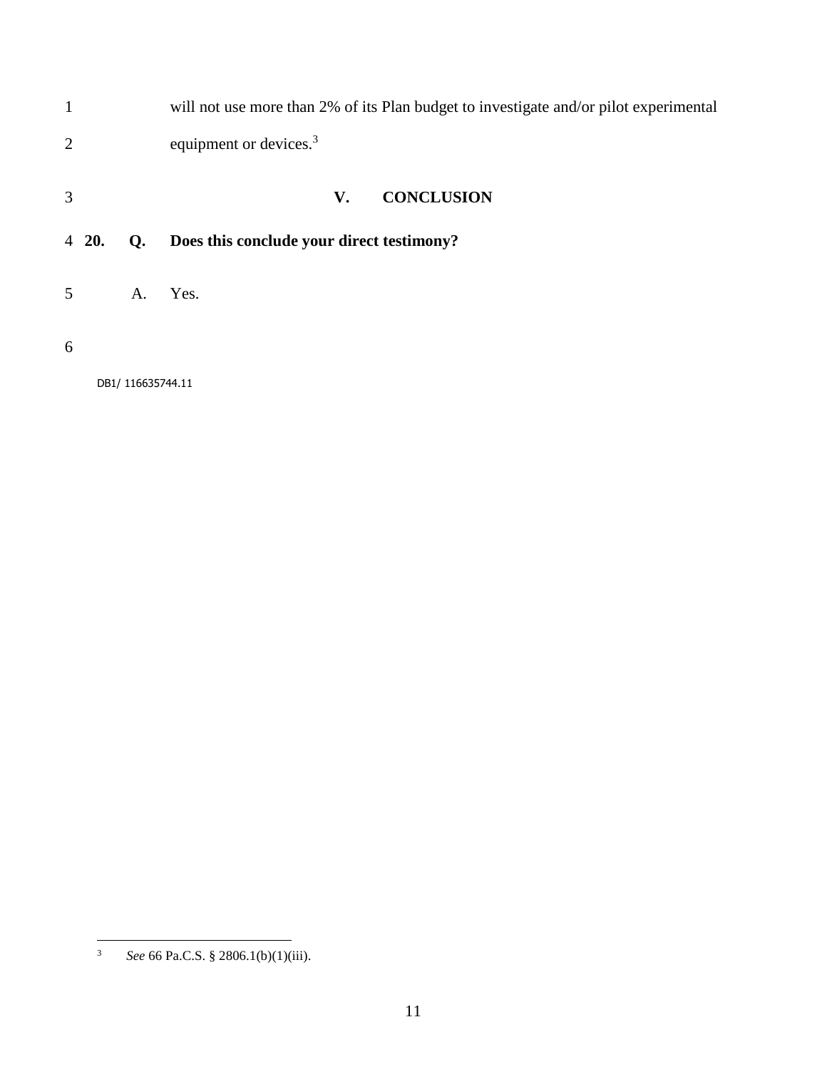will not use more than 2% of its Plan budget to investigate and/or pilot experimental equipment or devices.[3]

## V. CONCLUSION

**20. Q. Does this conclude your direct testimony?**

A. Yes.

DB1/ 116635744.11

---

[3] *See* 66 Pa.C.S. § 2806.1(b)(1)(iii).